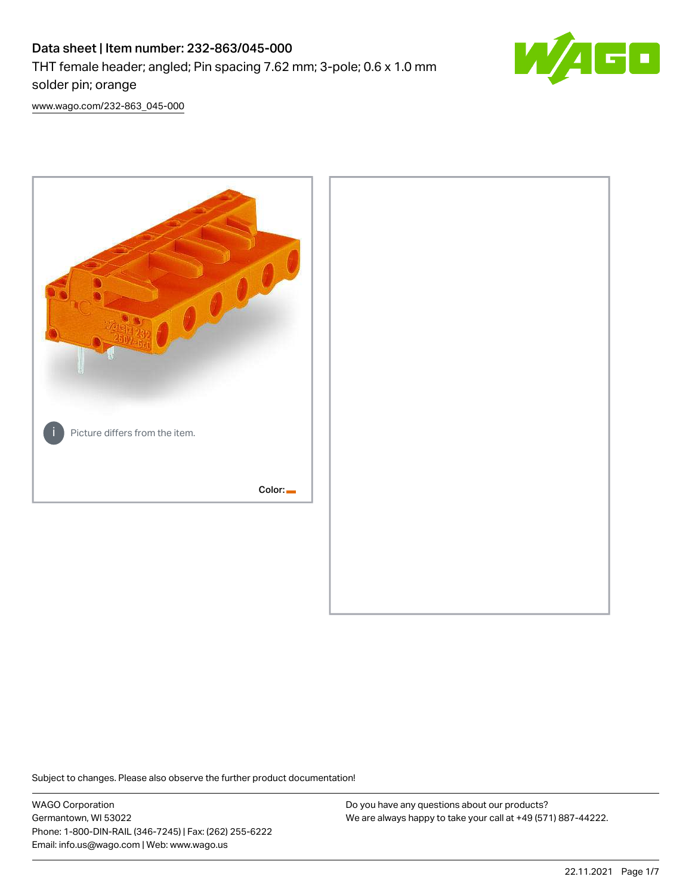# Data sheet | Item number: 232-863/045-000

THT female header; angled; Pin spacing 7.62 mm; 3-pole; 0.6 x 1.0 mm solder pin; orange

www.wago.com/232-863_045-000

Picture differs from the item.

Color:

Subject to changes. Please also observe the further product documentation!

WAGO Corporation
Germantown, WI 53022
Phone: 1-800-DIN-RAIL (346-7245) | Fax: (262) 255-6222
Email: info.us@wago.com | Web: www.wago.us

Do you have any questions about our products?
We are always happy to take your call at +49 (571) 887-44222.

22.11.2021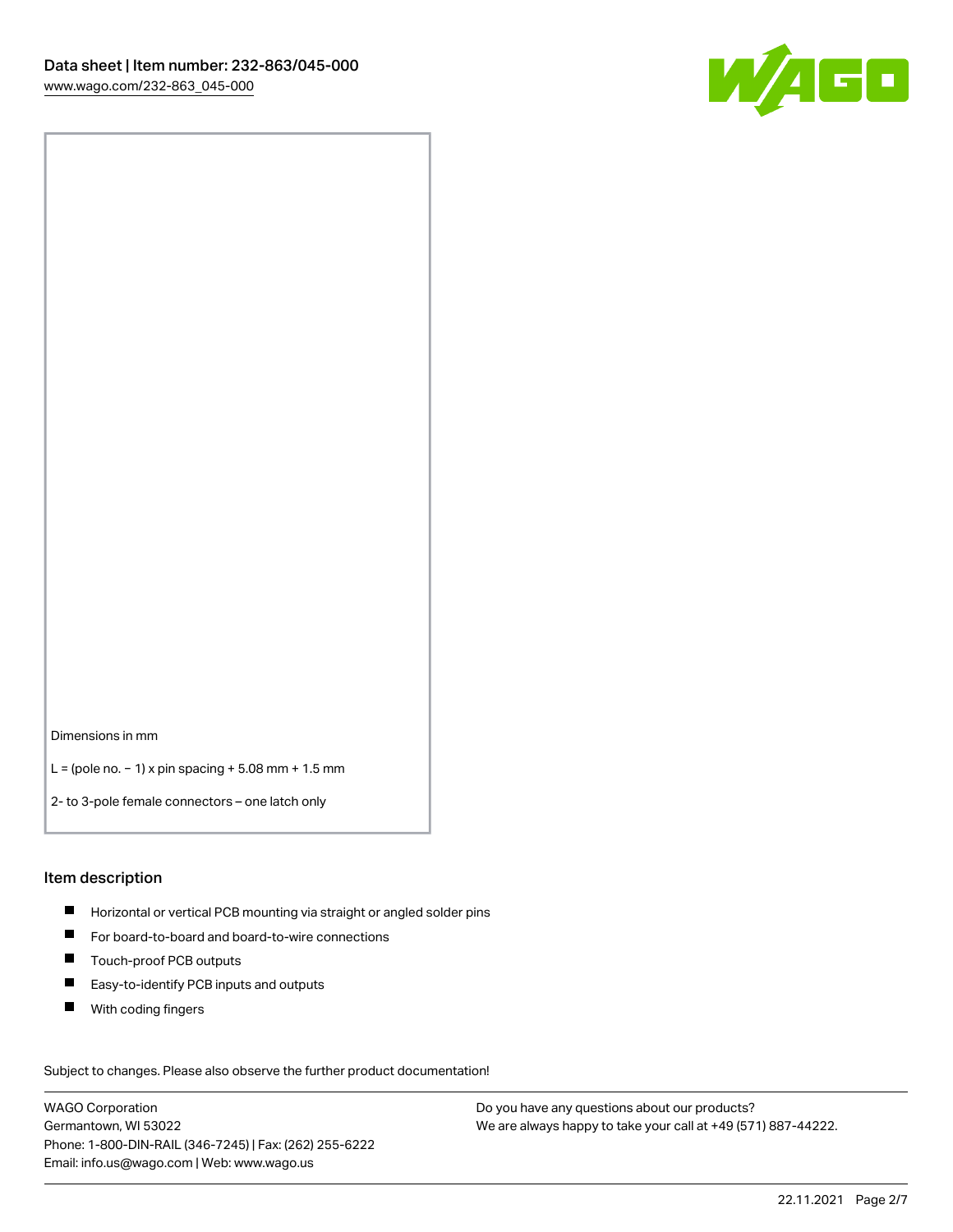Dimensions in mm

L = (pole no. − 1) x pin spacing + 5.08 mm + 1.5 mm

2- to 3-pole female connectors – one latch only

## Item description

- Horizontal or vertical PCB mounting via straight or angled solder pins
- For board-to-board and board-to-wire connections
- Touch-proof PCB outputs
- Easy-to-identify PCB inputs and outputs
- With coding fingers

Subject to changes. Please also observe the further product documentation!

WAGO Corporation
Germantown, WI 53022
Phone: 1-800-DIN-RAIL (346-7245) | Fax: (262) 255-6222
Email: info.us@wago.com | Web: www.wago.us

Do you have any questions about our products?
We are always happy to take your call at +49 (571) 887-44222.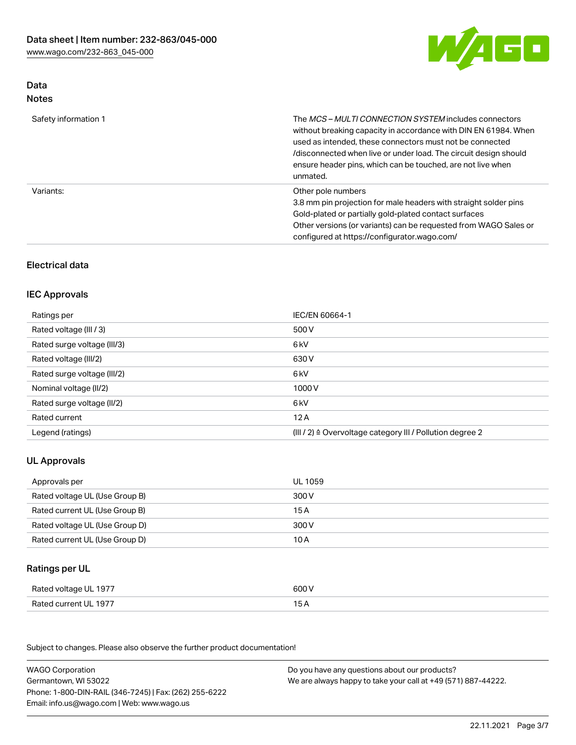# Data

## Notes

| | |
|---|---|
| Safety information 1 | The *MCS – MULTI CONNECTION SYSTEM* includes connectors without breaking capacity in accordance with DIN EN 61984. When used as intended, these connectors must not be connected /disconnected when live or under load. The circuit design should ensure header pins, which can be touched, are not live when unmated. |
| Variants: | Other pole numbers<br>3.8 mm pin projection for male headers with straight solder pins<br>Gold-plated or partially gold-plated contact surfaces<br>Other versions (or variants) can be requested from WAGO Sales or configured at https://configurator.wago.com/ |

## Electrical data

### IEC Approvals

| | |
|---|---|
| Ratings per | IEC/EN 60664-1 |
| Rated voltage (III / 3) | 500 V |
| Rated surge voltage (III/3) | 6 kV |
| Rated voltage (III/2) | 630 V |
| Rated surge voltage (III/2) | 6 kV |
| Nominal voltage (II/2) | 1000 V |
| Rated surge voltage (II/2) | 6 kV |
| Rated current | 12 A |
| Legend (ratings) | (III / 2) ≙ Overvoltage category III / Pollution degree 2 |

### UL Approvals

| | |
|---|---|
| Approvals per | UL 1059 |
| Rated voltage UL (Use Group B) | 300 V |
| Rated current UL (Use Group B) | 15 A |
| Rated voltage UL (Use Group D) | 300 V |
| Rated current UL (Use Group D) | 10 A |

### Ratings per UL

| | |
|---|---|
| Rated voltage UL 1977 | 600 V |
| Rated current UL 1977 | 15 A |

Subject to changes. Please also observe the further product documentation!

WAGO Corporation
Germantown, WI 53022
Phone: 1-800-DIN-RAIL (346-7245) | Fax: (262) 255-6222
Email: info.us@wago.com | Web: www.wago.us

Do you have any questions about our products?
We are always happy to take your call at +49 (571) 887-44222.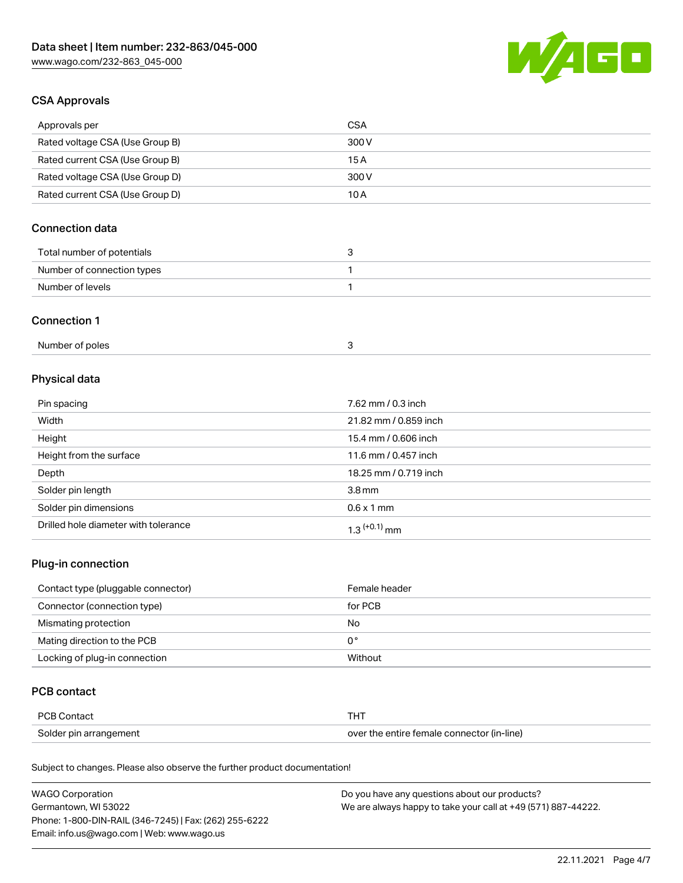## CSA Approvals

| | |
|---|---|
| Approvals per | CSA |
| Rated voltage CSA (Use Group B) | 300 V |
| Rated current CSA (Use Group B) | 15 A |
| Rated voltage CSA (Use Group D) | 300 V |
| Rated current CSA (Use Group D) | 10 A |

## Connection data

| | |
|---|---|
| Total number of potentials | 3 |
| Number of connection types | 1 |
| Number of levels | 1 |

## Connection 1

| | |
|---|---|
| Number of poles | 3 |

## Physical data

| | |
|---|---|
| Pin spacing | 7.62 mm / 0.3 inch |
| Width | 21.82 mm / 0.859 inch |
| Height | 15.4 mm / 0.606 inch |
| Height from the surface | 11.6 mm / 0.457 inch |
| Depth | 18.25 mm / 0.719 inch |
| Solder pin length | 3.8 mm |
| Solder pin dimensions | 0.6 x 1 mm |
| Drilled hole diameter with tolerance | $1.3^{(+0.1)}$ mm |

## Plug-in connection

| | |
|---|---|
| Contact type (pluggable connector) | Female header |
| Connector (connection type) | for PCB |
| Mismating protection | No |
| Mating direction to the PCB | 0 ° |
| Locking of plug-in connection | Without |

## PCB contact

| | |
|---|---|
| PCB Contact | THT |
| Solder pin arrangement | over the entire female connector (in-line) |

Subject to changes. Please also observe the further product documentation!

WAGO Corporation
Germantown, WI 53022
Phone: 1-800-DIN-RAIL (346-7245) | Fax: (262) 255-6222
Email: info.us@wago.com | Web: www.wago.us

Do you have any questions about our products?
We are always happy to take your call at +49 (571) 887-44222.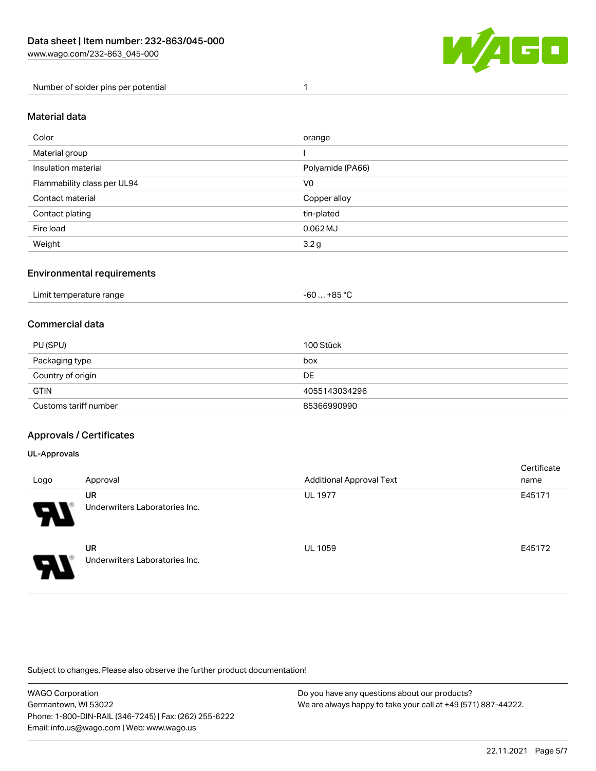| Number of solder pins per potential | 1 |
| --- | --- |

## Material data

| Color | orange |
| --- | --- |
| Material group | I |
| Insulation material | Polyamide (PA66) |
| Flammability class per UL94 | V0 |
| Contact material | Copper alloy |
| Contact plating | tin-plated |
| Fire load | 0.062 MJ |
| Weight | 3.2 g |

## Environmental requirements

| Limit temperature range | -60 … +85 °C |
| --- | --- |

## Commercial data

| PU (SPU) | 100 Stück |
| --- | --- |
| Packaging type | box |
| Country of origin | DE |
| GTIN | 4055143034296 |
| Customs tariff number | 85366990990 |

## Approvals / Certificates

### UL-Approvals

| Logo | Approval | Additional Approval Text | Certificate name |
| --- | --- | --- | --- |
| | **UR** Underwriters Laboratories Inc. | UL 1977 | E45171 |
| | **UR** Underwriters Laboratories Inc. | UL 1059 | E45172 |

Subject to changes. Please also observe the further product documentation!

WAGO Corporation
Germantown, WI 53022
Phone: 1-800-DIN-RAIL (346-7245) | Fax: (262) 255-6222
Email: info.us@wago.com | Web: www.wago.us

Do you have any questions about our products?
We are always happy to take your call at +49 (571) 887-44222.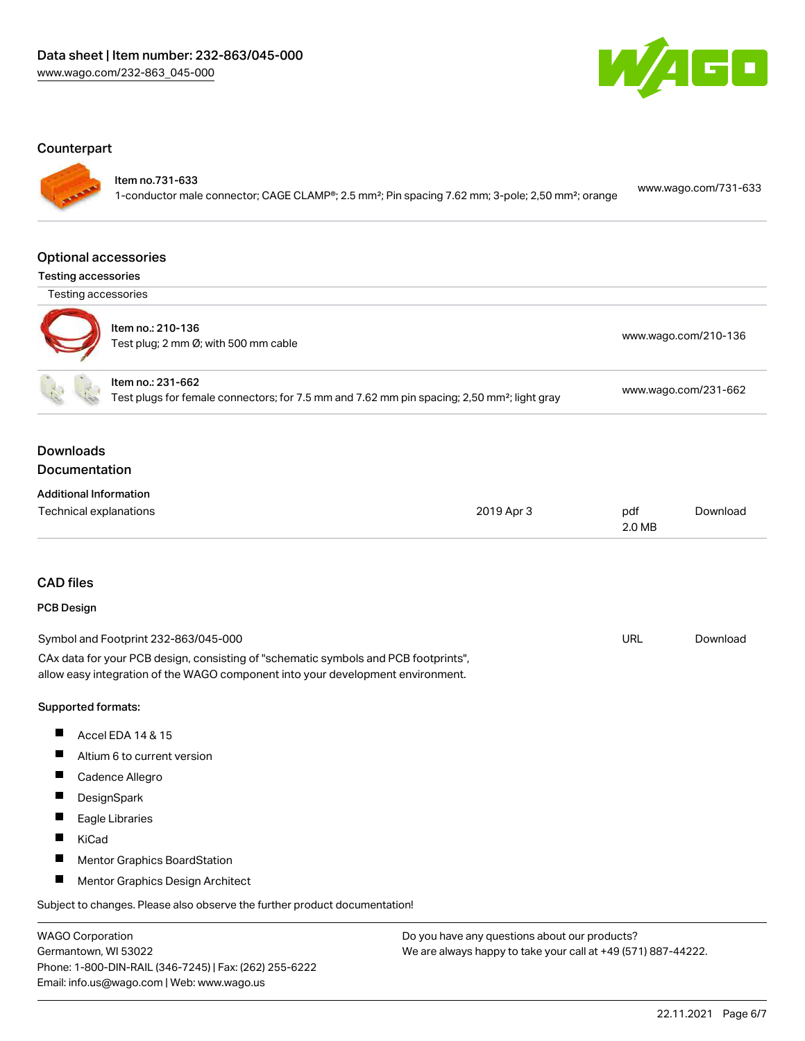## Counterpart

| | | |
|---|---|---|
| Item no.731-633 | 1-conductor male connector; CAGE CLAMP®; 2.5 mm²; Pin spacing 7.62 mm; 3-pole; 2,50 mm²; orange | www.wago.com/731-633 |

## Optional accessories

### Testing accessories

Testing accessories

| | |
|---|---|
| Item no.: 210-136<br>Test plug; 2 mm Ø; with 500 mm cable | www.wago.com/210-136 |
| Item no.: 231-662<br>Test plugs for female connectors; for 7.5 mm and 7.62 mm pin spacing; 2,50 mm²; light gray | www.wago.com/231-662 |

## Downloads

### Documentation

**Additional Information**

| | | | |
|---|---|---|---|
| Technical explanations | 2019 Apr 3 | pdf<br>2.0 MB | Download |

## CAD files

### PCB Design

| | | |
|---|---|---|
| Symbol and Footprint 232-863/045-000 | URL | Download |

CAx data for your PCB design, consisting of "schematic symbols and PCB footprints", allow easy integration of the WAGO component into your development environment.

**Supported formats:**

- Accel EDA 14 & 15
- Altium 6 to current version
- Cadence Allegro
- DesignSpark
- Eagle Libraries
- KiCad
- Mentor Graphics BoardStation
- Mentor Graphics Design Architect

Subject to changes. Please also observe the further product documentation!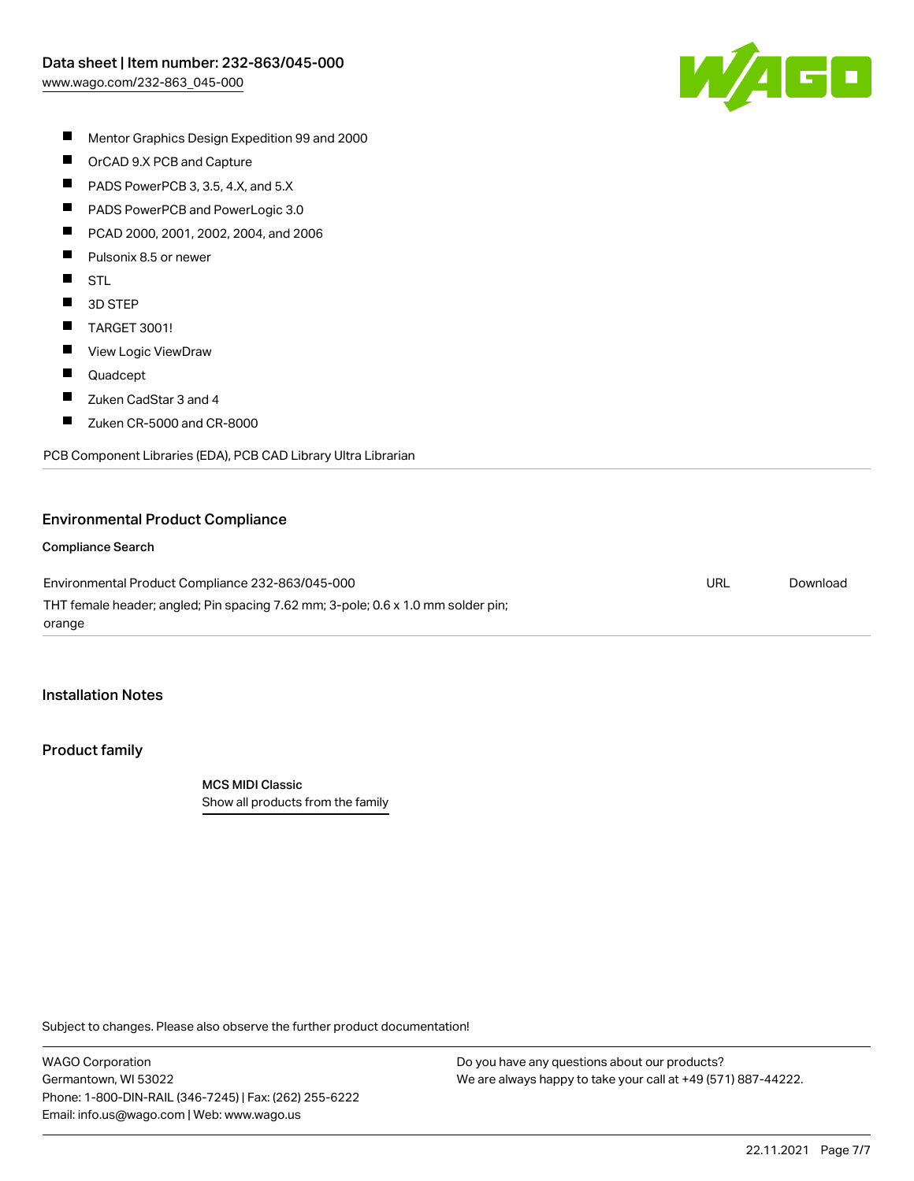- Mentor Graphics Design Expedition 99 and 2000
- OrCAD 9.X PCB and Capture
- PADS PowerPCB 3, 3.5, 4.X, and 5.X
- PADS PowerPCB and PowerLogic 3.0
- PCAD 2000, 2001, 2002, 2004, and 2006
- Pulsonix 8.5 or newer
- STL
- 3D STEP
- TARGET 3001!
- View Logic ViewDraw
- Quadcept
- Zuken CadStar 3 and 4
- Zuken CR-5000 and CR-8000

PCB Component Libraries (EDA), PCB CAD Library Ultra Librarian

## Environmental Product Compliance

### Compliance Search

| | | |
|---|---|---|
| Environmental Product Compliance 232-863/045-000<br>THT female header; angled; Pin spacing 7.62 mm; 3-pole; 0.6 x 1.0 mm solder pin; orange | URL | Download |

## Installation Notes

## Product family

MCS MIDI Classic
Show all products from the family

Subject to changes. Please also observe the further product documentation!

WAGO Corporation
Germantown, WI 53022
Phone: 1-800-DIN-RAIL (346-7245) | Fax: (262) 255-6222
Email: info.us@wago.com | Web: www.wago.us

Do you have any questions about our products?
We are always happy to take your call at +49 (571) 887-44222.